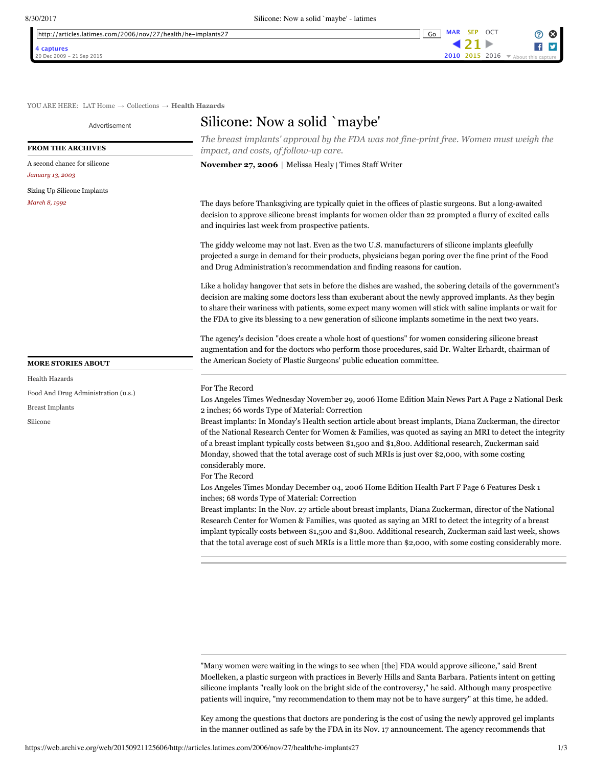YOU ARE HERE: LAT Home → Collections → Health Hazards

# Silicone: Now a solid `maybe'

*The breast implants' approval by the FDA was not fine-print free. Women must weigh the impact, and costs, of follow-up care.*

**November 27, 2006** | Melissa Healy | Times Staff Writer

The days before Thanksgiving are typically quiet in the offices of plastic surgeons. But a long-awaited decision to approve silicone breast implants for women older than 22 prompted a flurry of excited calls and inquiries last week from prospective patients.

The giddy welcome may not last. Even as the two U.S. manufacturers of silicone implants gleefully projected a surge in demand for their products, physicians began poring over the fine print of the Food and Drug Administration's recommendation and finding reasons for caution.

Like a holiday hangover that sets in before the dishes are washed, the sobering details of the government's decision are making some doctors less than exuberant about the newly approved implants. As they begin to share their wariness with patients, some expect many women will stick with saline implants or wait for the FDA to give its blessing to a new generation of silicone implants sometime in the next two years.

The agency's decision "does create a whole host of questions" for women considering silicone breast augmentation and for the doctors who perform those procedures, said Dr. Walter Erhardt, chairman of the American Society of Plastic Surgeons' public education committee.

For The Record
Los Angeles Times Wednesday November 29, 2006 Home Edition Main News Part A Page 2 National Desk 2 inches; 66 words Type of Material: Correction
Breast implants: In Monday's Health section article about breast implants, Diana Zuckerman, the director of the National Research Center for Women & Families, was quoted as saying an MRI to detect the integrity of a breast implant typically costs between $1,500 and $1,800. Additional research, Zuckerman said Monday, showed that the total average cost of such MRIs is just over $2,000, with some costing considerably more.
For The Record
Los Angeles Times Monday December 04, 2006 Home Edition Health Part F Page 6 Features Desk 1 inches; 68 words Type of Material: Correction
Breast implants: In the Nov. 27 article about breast implants, Diana Zuckerman, director of the National Research Center for Women & Families, was quoted as saying an MRI to detect the integrity of a breast implant typically costs between $1,500 and $1,800. Additional research, Zuckerman said last week, shows that the total average cost of such MRIs is a little more than $2,000, with some costing considerably more.

"Many women were waiting in the wings to see when [the] FDA would approve silicone," said Brent Moelleken, a plastic surgeon with practices in Beverly Hills and Santa Barbara. Patients intent on getting silicone implants "really look on the bright side of the controversy," he said. Although many prospective patients will inquire, "my recommendation to them may not be to have surgery" at this time, he added.

Key among the questions that doctors are pondering is the cost of using the newly approved gel implants in the manner outlined as safe by the FDA in its Nov. 17 announcement. The agency recommends that

**FROM THE ARCHIVES**

A second chance for silicone
*January 13, 2003*

Sizing Up Silicone Implants
*March 8, 1992*

**MORE STORIES ABOUT**

Health Hazards

Food And Drug Administration (u.s.)

Breast Implants

Silicone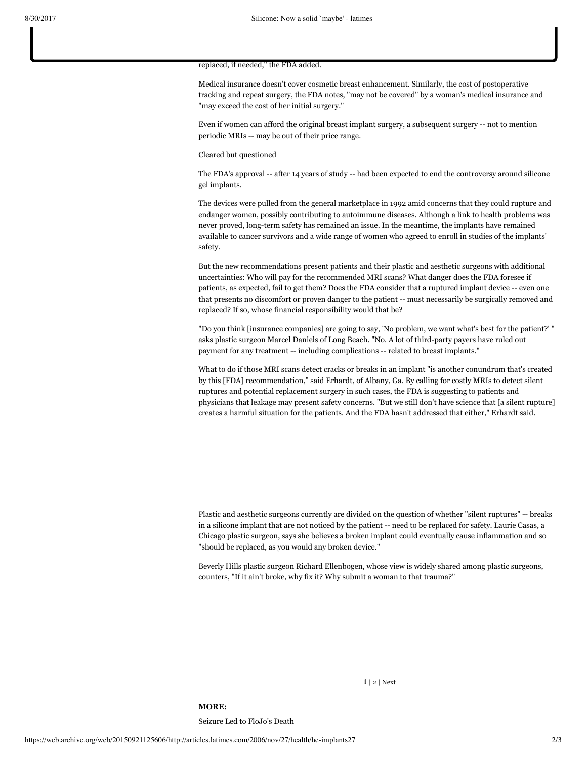replaced, if needed," the FDA added.

Medical insurance doesn't cover cosmetic breast enhancement. Similarly, the cost of postoperative tracking and repeat surgery, the FDA notes, "may not be covered" by a woman's medical insurance and "may exceed the cost of her initial surgery."

Even if women can afford the original breast implant surgery, a subsequent surgery -- not to mention periodic MRIs -- may be out of their price range.

Cleared but questioned

The FDA's approval -- after 14 years of study -- had been expected to end the controversy around silicone gel implants.

The devices were pulled from the general marketplace in 1992 amid concerns that they could rupture and endanger women, possibly contributing to autoimmune diseases. Although a link to health problems was never proved, long-term safety has remained an issue. In the meantime, the implants have remained available to cancer survivors and a wide range of women who agreed to enroll in studies of the implants' safety.

But the new recommendations present patients and their plastic and aesthetic surgeons with additional uncertainties: Who will pay for the recommended MRI scans? What danger does the FDA foresee if patients, as expected, fail to get them? Does the FDA consider that a ruptured implant device -- even one that presents no discomfort or proven danger to the patient -- must necessarily be surgically removed and replaced? If so, whose financial responsibility would that be?

"Do you think [insurance companies] are going to say, 'No problem, we want what's best for the patient?' " asks plastic surgeon Marcel Daniels of Long Beach. "No. A lot of third-party payers have ruled out payment for any treatment -- including complications -- related to breast implants."

What to do if those MRI scans detect cracks or breaks in an implant "is another conundrum that's created by this [FDA] recommendation," said Erhardt, of Albany, Ga. By calling for costly MRIs to detect silent ruptures and potential replacement surgery in such cases, the FDA is suggesting to patients and physicians that leakage may present safety concerns. "But we still don't have science that [a silent rupture] creates a harmful situation for the patients. And the FDA hasn't addressed that either," Erhardt said.

Plastic and aesthetic surgeons currently are divided on the question of whether "silent ruptures" -- breaks in a silicone implant that are not noticed by the patient -- need to be replaced for safety. Laurie Casas, a Chicago plastic surgeon, says she believes a broken implant could eventually cause inflammation and so "should be replaced, as you would any broken device."

Beverly Hills plastic surgeon Richard Ellenbogen, whose view is widely shared among plastic surgeons, counters, "If it ain't broke, why fix it? Why submit a woman to that trauma?"

**1** | 2 | Next

**MORE:**

Seizure Led to FloJo's Death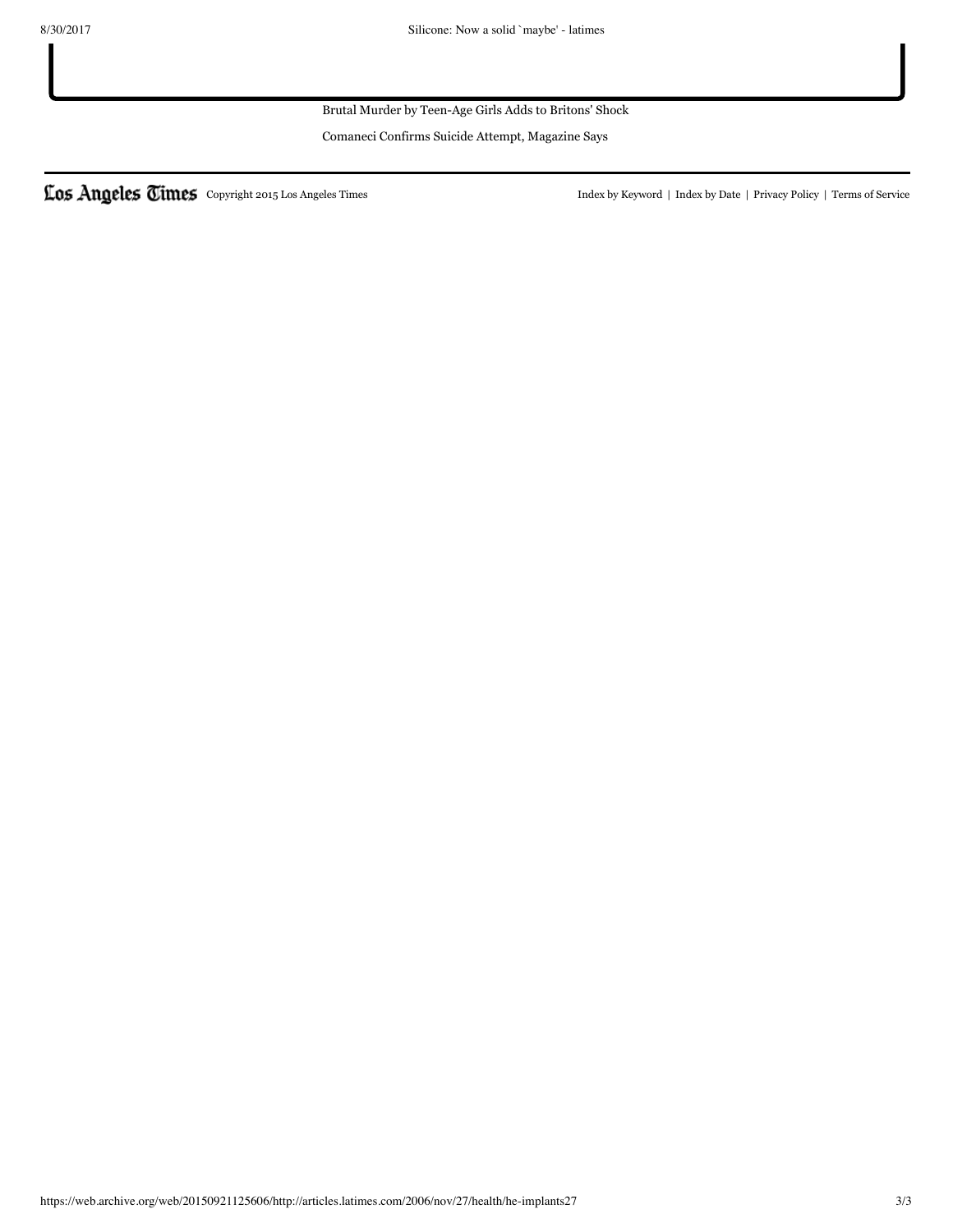Brutal Murder by Teen-Age Girls Adds to Britons' Shock

Comaneci Confirms Suicide Attempt, Magazine Says

Los Angeles Times Copyright 2015 Los Angeles Times

Index by Keyword | Index by Date | Privacy Policy | Terms of Service